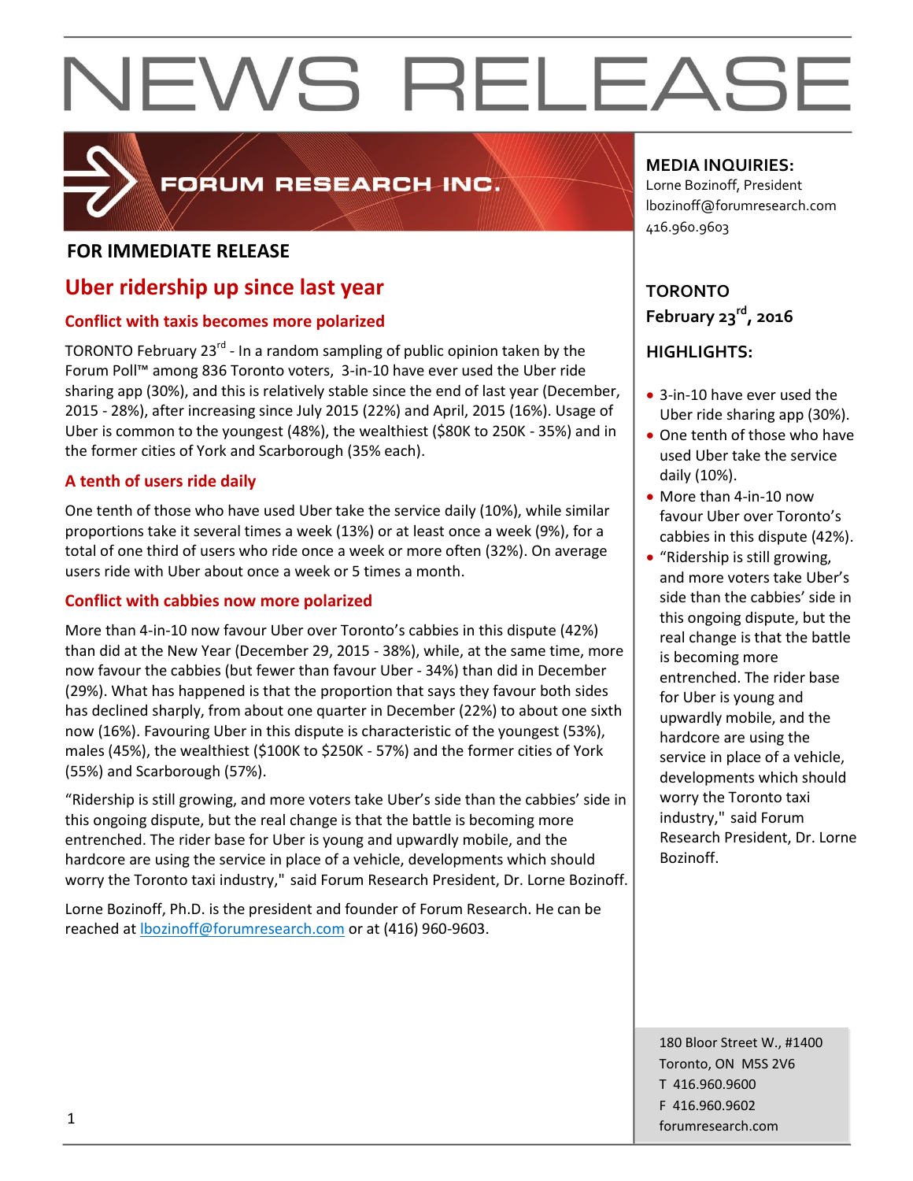# NEWS RELEASE

FORUM RESEARCH INC.

**FOR IMMEDIATE RELEASE**

## Uber ridership up since last year

### Conflict with taxis becomes more polarized

TORONTO February 23rd - In a random sampling of public opinion taken by the Forum Poll™ among 836 Toronto voters, 3-in-10 have ever used the Uber ride sharing app (30%), and this is relatively stable since the end of last year (December, 2015 - 28%), after increasing since July 2015 (22%) and April, 2015 (16%). Usage of Uber is common to the youngest (48%), the wealthiest ($80K to 250K - 35%) and in the former cities of York and Scarborough (35% each).

### A tenth of users ride daily

One tenth of those who have used Uber take the service daily (10%), while similar proportions take it several times a week (13%) or at least once a week (9%), for a total of one third of users who ride once a week or more often (32%). On average users ride with Uber about once a week or 5 times a month.

### Conflict with cabbies now more polarized

More than 4-in-10 now favour Uber over Toronto's cabbies in this dispute (42%) than did at the New Year (December 29, 2015 - 38%), while, at the same time, more now favour the cabbies (but fewer than favour Uber - 34%) than did in December (29%). What has happened is that the proportion that says they favour both sides has declined sharply, from about one quarter in December (22%) to about one sixth now (16%). Favouring Uber in this dispute is characteristic of the youngest (53%), males (45%), the wealthiest ($100K to $250K - 57%) and the former cities of York (55%) and Scarborough (57%).

"Ridership is still growing, and more voters take Uber's side than the cabbies' side in this ongoing dispute, but the real change is that the battle is becoming more entrenched. The rider base for Uber is young and upwardly mobile, and the hardcore are using the service in place of a vehicle, developments which should worry the Toronto taxi industry," said Forum Research President, Dr. Lorne Bozinoff.

Lorne Bozinoff, Ph.D. is the president and founder of Forum Research. He can be reached at lbozinoff@forumresearch.com or at (416) 960-9603.

**MEDIA INQUIRIES:**
Lorne Bozinoff, President
lbozinoff@forumresearch.com
416.960.9603

**TORONTO**
**February 23rd, 2016**

**HIGHLIGHTS:**

- 3-in-10 have ever used the Uber ride sharing app (30%).
- One tenth of those who have used Uber take the service daily (10%).
- More than 4-in-10 now favour Uber over Toronto's cabbies in this dispute (42%).
- "Ridership is still growing, and more voters take Uber's side than the cabbies' side in this ongoing dispute, but the real change is that the battle is becoming more entrenched. The rider base for Uber is young and upwardly mobile, and the hardcore are using the service in place of a vehicle, developments which should worry the Toronto taxi industry," said Forum Research President, Dr. Lorne Bozinoff.

180 Bloor Street W., #1400
Toronto, ON M5S 2V6
T 416.960.9600
F 416.960.9602
forumresearch.com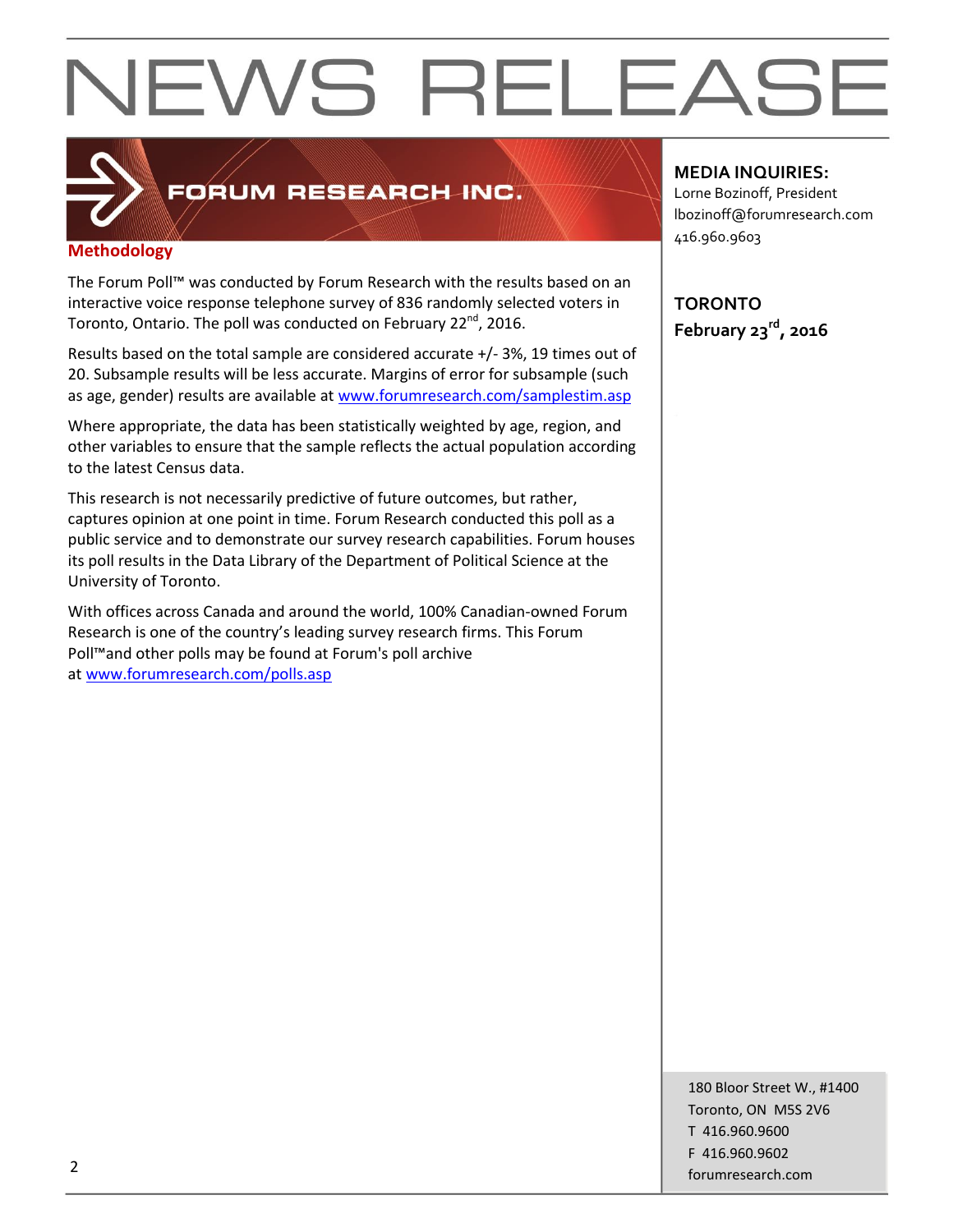# NEWS RELEASE

FORUM RESEARCH INC.

**MEDIA INQUIRIES:**
Lorne Bozinoff, President
lbozinoff@forumresearch.com
416.960.9603

**TORONTO**
**February 23rd, 2016**

## Methodology

The Forum Poll™ was conducted by Forum Research with the results based on an interactive voice response telephone survey of 836 randomly selected voters in Toronto, Ontario. The poll was conducted on February 22nd, 2016.

Results based on the total sample are considered accurate +/- 3%, 19 times out of 20. Subsample results will be less accurate. Margins of error for subsample (such as age, gender) results are available at www.forumresearch.com/samplestim.asp

Where appropriate, the data has been statistically weighted by age, region, and other variables to ensure that the sample reflects the actual population according to the latest Census data.

This research is not necessarily predictive of future outcomes, but rather, captures opinion at one point in time. Forum Research conducted this poll as a public service and to demonstrate our survey research capabilities. Forum houses its poll results in the Data Library of the Department of Political Science at the University of Toronto.

With offices across Canada and around the world, 100% Canadian-owned Forum Research is one of the country's leading survey research firms. This Forum Poll™and other polls may be found at Forum's poll archive at www.forumresearch.com/polls.asp

180 Bloor Street W., #1400
Toronto, ON M5S 2V6
T 416.960.9600
F 416.960.9602
forumresearch.com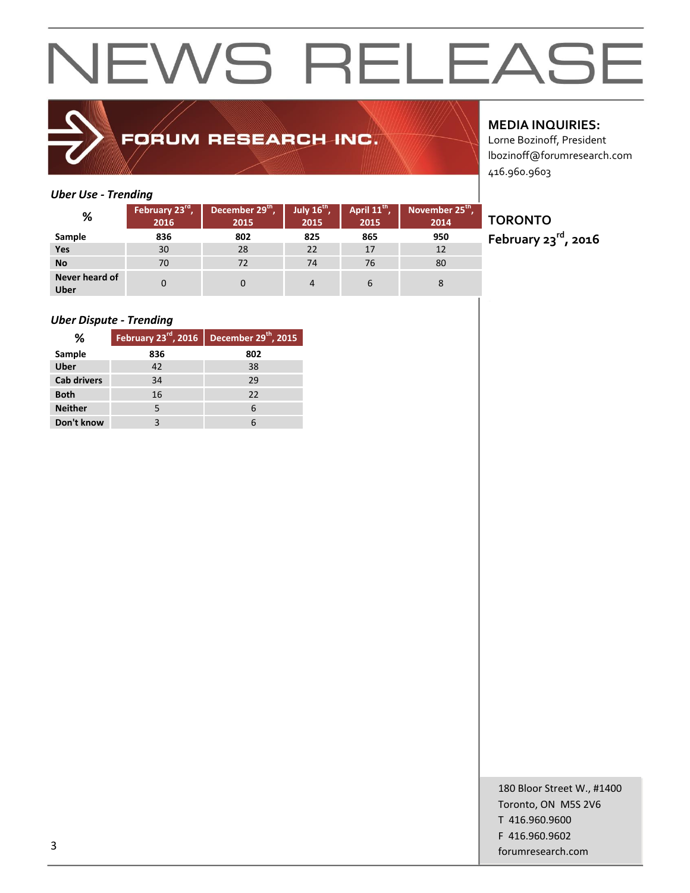# NEWS RELEASE

FORUM RESEARCH INC.

**MEDIA INQUIRIES:**
Lorne Bozinoff, President
lbozinoff@forumresearch.com
416.960.9603

**TORONTO**
**February 23rd, 2016**

*Uber Use - Trending*

| % | February 23rd, 2016 | December 29th, 2015 | July 16th, 2015 | April 11th, 2015 | November 25th, 2014 |
|---|---|---|---|---|---|
| **Sample** | **836** | **802** | **825** | **865** | **950** |
| **Yes** | 30 | 28 | 22 | 17 | 12 |
| **No** | 70 | 72 | 74 | 76 | 80 |
| **Never heard of Uber** | 0 | 0 | 4 | 6 | 8 |

*Uber Dispute - Trending*

| % | February 23rd, 2016 | December 29th, 2015 |
|---|---|---|
| **Sample** | **836** | **802** |
| **Uber** | 42 | 38 |
| **Cab drivers** | 34 | 29 |
| **Both** | 16 | 22 |
| **Neither** | 5 | 6 |
| **Don't know** | 3 | 6 |

180 Bloor Street W., #1400
Toronto, ON M5S 2V6
T 416.960.9600
F 416.960.9602
forumresearch.com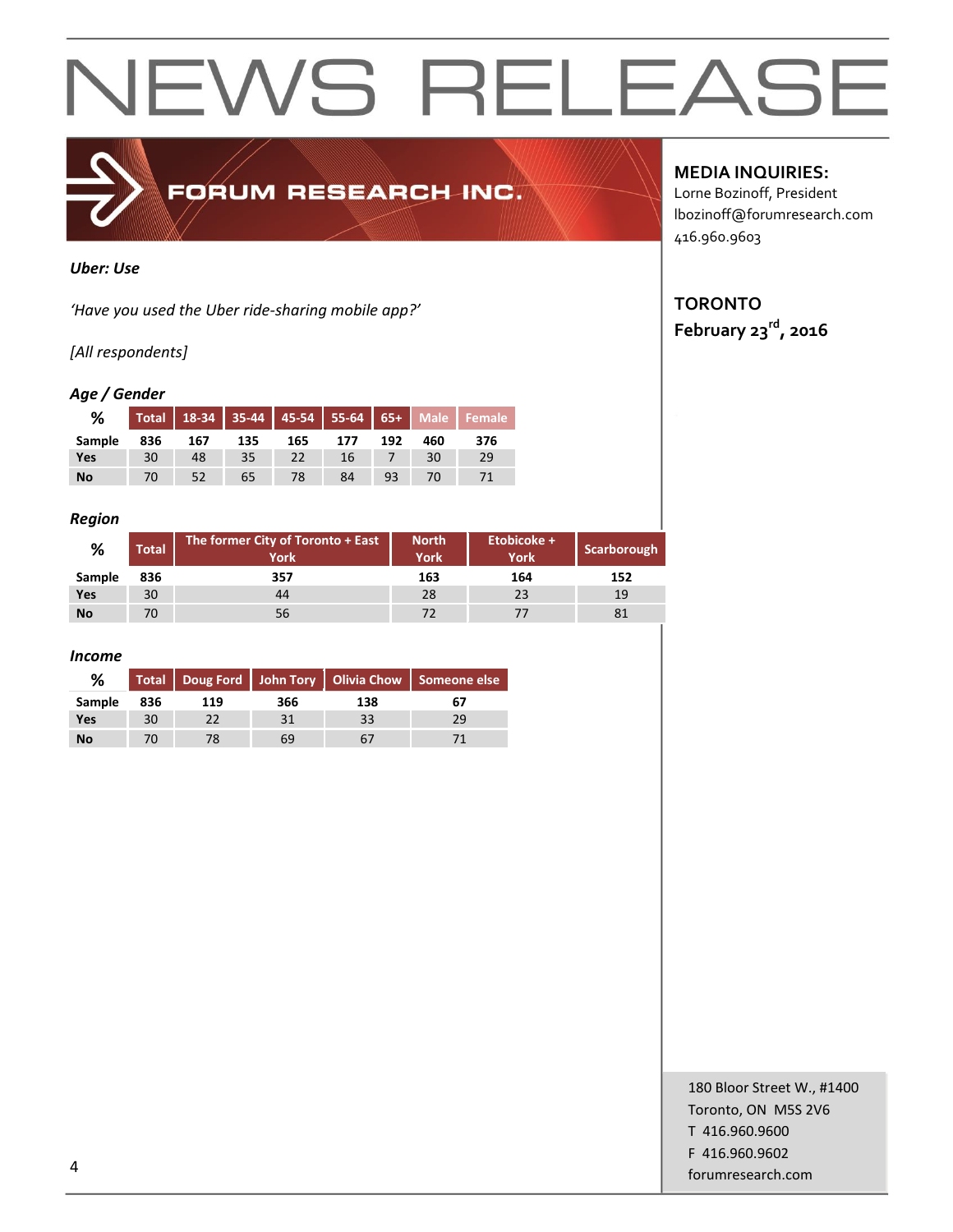# NEWS RELEASE

FORUM RESEARCH INC.

**MEDIA INQUIRIES:**
Lorne Bozinoff, President
lbozinoff@forumresearch.com
416.960.9603

**TORONTO**
**February 23rd, 2016**

***Uber: Use***

*'Have you used the Uber ride-sharing mobile app?'*

*[All respondents]*

***Age / Gender***

| % | Total | 18-34 | 35-44 | 45-54 | 55-64 | 65+ | Male | Female |
|---|---|---|---|---|---|---|---|---|
| **Sample** | **836** | **167** | **135** | **165** | **177** | **192** | **460** | **376** |
| **Yes** | 30 | 48 | 35 | 22 | 16 | 7 | 30 | 29 |
| **No** | 70 | 52 | 65 | 78 | 84 | 93 | 70 | 71 |

***Region***

| % | Total | The former City of Toronto + East York | North York | Etobicoke + York | Scarborough |
|---|---|---|---|---|---|
| **Sample** | **836** | **357** | **163** | **164** | **152** |
| **Yes** | 30 | 44 | 28 | 23 | 19 |
| **No** | 70 | 56 | 72 | 77 | 81 |

***Income***

| % | Total | Doug Ford | John Tory | Olivia Chow | Someone else |
|---|---|---|---|---|---|
| **Sample** | **836** | **119** | **366** | **138** | **67** |
| **Yes** | 30 | 22 | 31 | 33 | 29 |
| **No** | 70 | 78 | 69 | 67 | 71 |

180 Bloor Street W., #1400
Toronto, ON M5S 2V6
T 416.960.9600
F 416.960.9602
forumresearch.com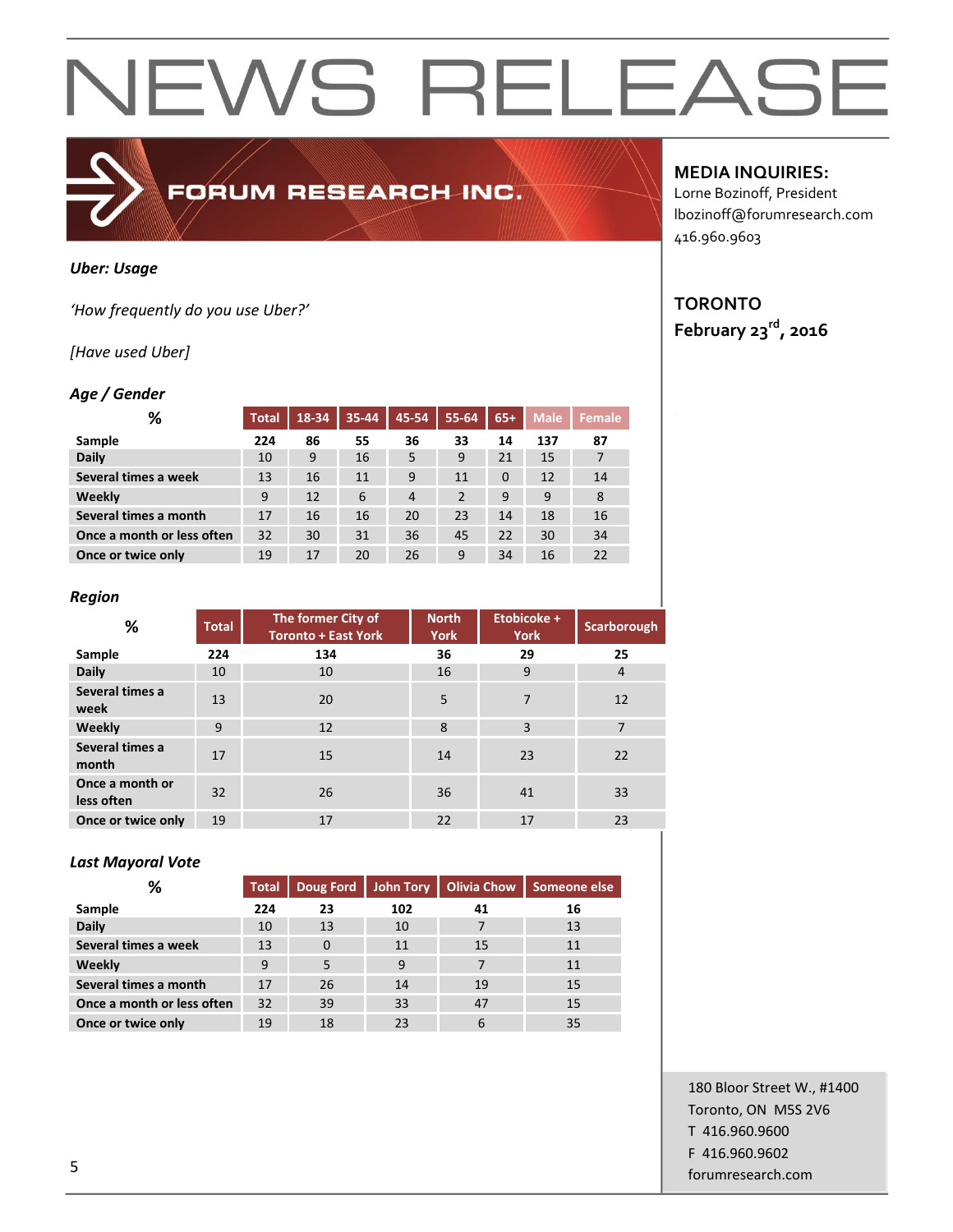# NEWS RELEASE

FORUM RESEARCH INC.

**MEDIA INQUIRIES:**
Lorne Bozinoff, President
lbozinoff@forumresearch.com
416.960.9603

**TORONTO**
**February 23rd, 2016**

***Uber: Usage***

*'How frequently do you use Uber?'*

*[Have used Uber]*

### *Age / Gender*

| % | Total | 18-34 | 35-44 | 45-54 | 55-64 | 65+ | Male | Female |
|---|---|---|---|---|---|---|---|---|
| **Sample** | **224** | **86** | **55** | **36** | **33** | **14** | **137** | **87** |
| **Daily** | 10 | 9 | 16 | 5 | 9 | 21 | 15 | 7 |
| **Several times a week** | 13 | 16 | 11 | 9 | 11 | 0 | 12 | 14 |
| **Weekly** | 9 | 12 | 6 | 4 | 2 | 9 | 9 | 8 |
| **Several times a month** | 17 | 16 | 16 | 20 | 23 | 14 | 18 | 16 |
| **Once a month or less often** | 32 | 30 | 31 | 36 | 45 | 22 | 30 | 34 |
| **Once or twice only** | 19 | 17 | 20 | 26 | 9 | 34 | 16 | 22 |

### *Region*

| % | Total | The former City of Toronto + East York | North York | Etobicoke + York | Scarborough |
|---|---|---|---|---|---|
| **Sample** | **224** | **134** | **36** | **29** | **25** |
| **Daily** | 10 | 10 | 16 | 9 | 4 |
| **Several times a week** | 13 | 20 | 5 | 7 | 12 |
| **Weekly** | 9 | 12 | 8 | 3 | 7 |
| **Several times a month** | 17 | 15 | 14 | 23 | 22 |
| **Once a month or less often** | 32 | 26 | 36 | 41 | 33 |
| **Once or twice only** | 19 | 17 | 22 | 17 | 23 |

### *Last Mayoral Vote*

| % | Total | Doug Ford | John Tory | Olivia Chow | Someone else |
|---|---|---|---|---|---|
| **Sample** | **224** | **23** | **102** | **41** | **16** |
| **Daily** | 10 | 13 | 10 | 7 | 13 |
| **Several times a week** | 13 | 0 | 11 | 15 | 11 |
| **Weekly** | 9 | 5 | 9 | 7 | 11 |
| **Several times a month** | 17 | 26 | 14 | 19 | 15 |
| **Once a month or less often** | 32 | 39 | 33 | 47 | 15 |
| **Once or twice only** | 19 | 18 | 23 | 6 | 35 |

180 Bloor Street W., #1400
Toronto, ON M5S 2V6
T 416.960.9600
F 416.960.9602
forumresearch.com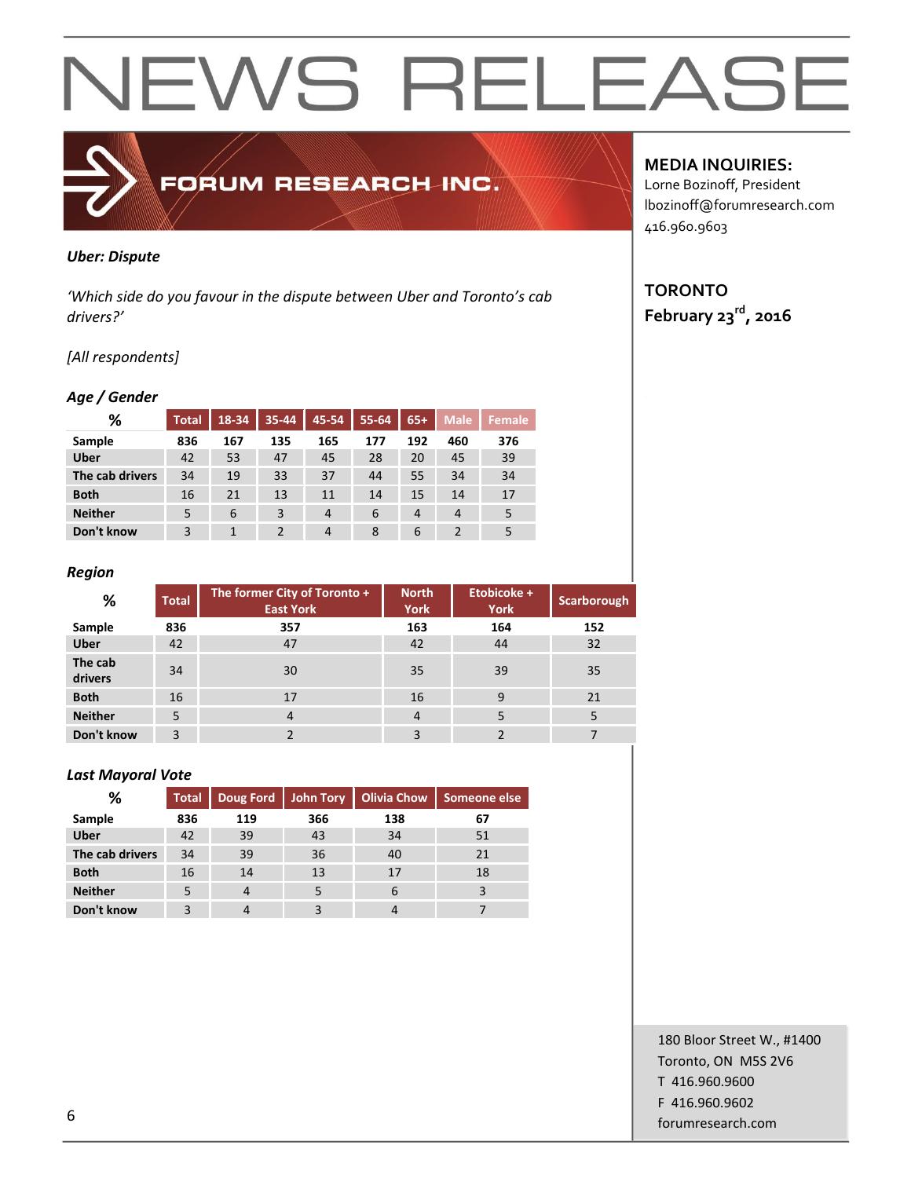# NEWS RELEASE

FORUM RESEARCH INC.

**MEDIA INQUIRIES:**
Lorne Bozinoff, President
lbozinoff@forumresearch.com
416.960.9603

**TORONTO**
**February 23rd, 2016**

***Uber: Dispute***

*'Which side do you favour in the dispute between Uber and Toronto's cab drivers?'*

*[All respondents]*

### *Age / Gender*

| % | Total | 18-34 | 35-44 | 45-54 | 55-64 | 65+ | Male | Female |
|---|---|---|---|---|---|---|---|---|
| **Sample** | 836 | 167 | 135 | 165 | 177 | 192 | 460 | 376 |
| **Uber** | 42 | 53 | 47 | 45 | 28 | 20 | 45 | 39 |
| **The cab drivers** | 34 | 19 | 33 | 37 | 44 | 55 | 34 | 34 |
| **Both** | 16 | 21 | 13 | 11 | 14 | 15 | 14 | 17 |
| **Neither** | 5 | 6 | 3 | 4 | 6 | 4 | 4 | 5 |
| **Don't know** | 3 | 1 | 2 | 4 | 8 | 6 | 2 | 5 |

### *Region*

| % | Total | The former City of Toronto + East York | North York | Etobicoke + York | Scarborough |
|---|---|---|---|---|---|
| **Sample** | 836 | 357 | 163 | 164 | 152 |
| **Uber** | 42 | 47 | 42 | 44 | 32 |
| **The cab drivers** | 34 | 30 | 35 | 39 | 35 |
| **Both** | 16 | 17 | 16 | 9 | 21 |
| **Neither** | 5 | 4 | 4 | 5 | 5 |
| **Don't know** | 3 | 2 | 3 | 2 | 7 |

### *Last Mayoral Vote*

| % | Total | Doug Ford | John Tory | Olivia Chow | Someone else |
|---|---|---|---|---|---|
| **Sample** | 836 | 119 | 366 | 138 | 67 |
| **Uber** | 42 | 39 | 43 | 34 | 51 |
| **The cab drivers** | 34 | 39 | 36 | 40 | 21 |
| **Both** | 16 | 14 | 13 | 17 | 18 |
| **Neither** | 5 | 4 | 5 | 6 | 3 |
| **Don't know** | 3 | 4 | 3 | 4 | 7 |

180 Bloor Street W., #1400
Toronto, ON M5S 2V6
T 416.960.9600
F 416.960.9602
forumresearch.com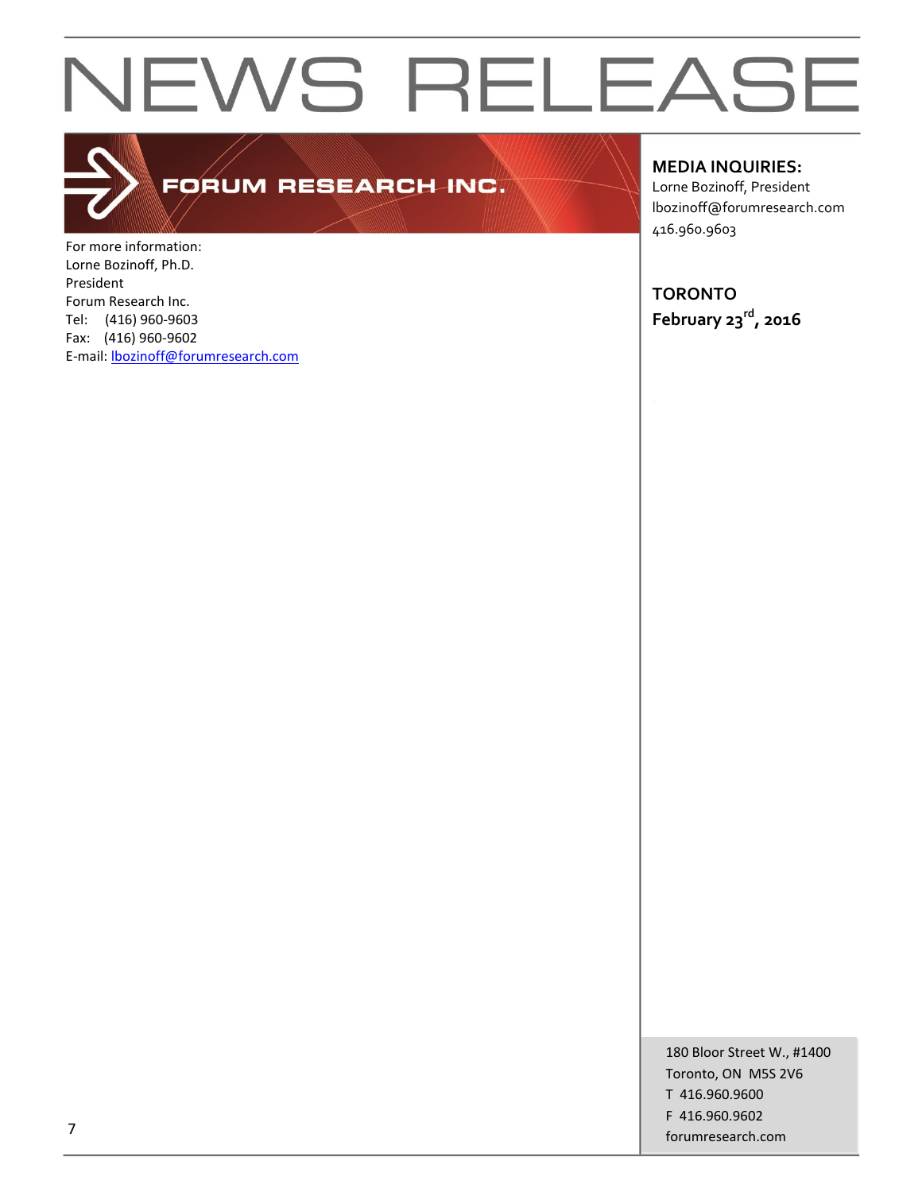# NEWS RELEASE

FORUM RESEARCH INC.

For more information:
Lorne Bozinoff, Ph.D.
President
Forum Research Inc.
Tel: (416) 960-9603
Fax: (416) 960-9602
E-mail: lbozinoff@forumresearch.com

**MEDIA INQUIRIES:**
Lorne Bozinoff, President
lbozinoff@forumresearch.com
416.960.9603

**TORONTO**
**February 23rd, 2016**

180 Bloor Street W., #1400
Toronto, ON M5S 2V6
T 416.960.9600
F 416.960.9602
forumresearch.com